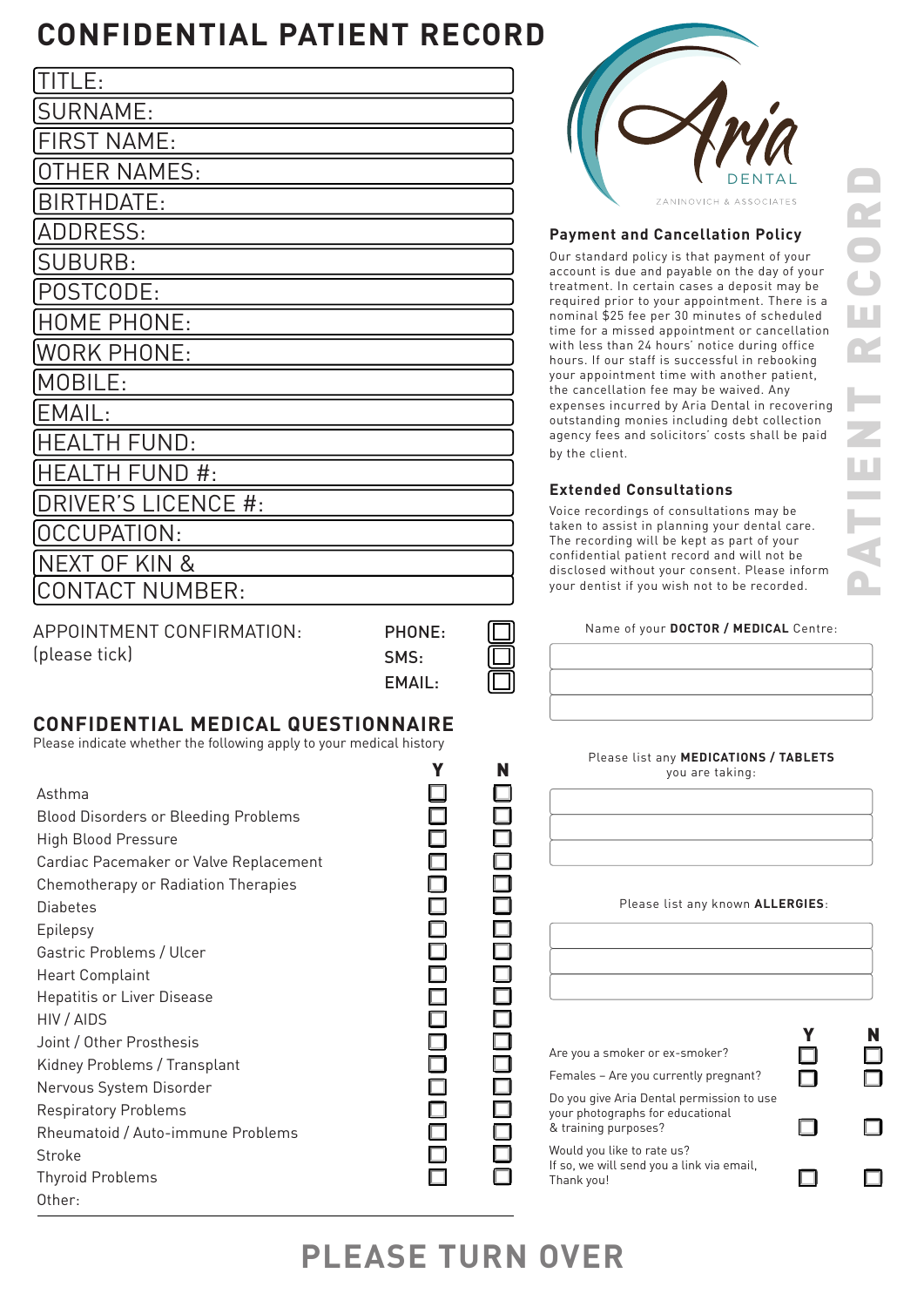# CONFIDENTIAL PATIENT RECORD

TITLE:

SURNAME:

FIRST NAME:

OTHER NAMES:

BIRTHDATE:

ADDRESS:

SUBURB:

POSTCODE:

HOME PHONE:

WORK PHONE:

MOBILE:

EMAIL:

HEALTH FUND:

HEALTH FUND #:

DRIVER'S LICENCE #:

OCCUPATION:

NEXT OF KIN & CONTACT NUMBER:

APPOINTMENT CONFIRMATION: (please tick)

- PHONE: ☐
- SMS: ☐
- EMAIL: ☐

Aria DENTAL
ZANINOVICH & ASSOCIATES

### Payment and Cancellation Policy

Our standard policy is that payment of your account is due and payable on the day of your treatment. In certain cases a deposit may be required prior to your appointment. There is a nominal $25 fee per 30 minutes of scheduled time for a missed appointment or cancellation with less than 24 hours' notice during office hours. If our staff is successful in rebooking your appointment time with another patient, the cancellation fee may be waived. Any expenses incurred by Aria Dental in recovering outstanding monies including debt collection agency fees and solicitors' costs shall be paid by the client.

### Extended Consultations

Voice recordings of consultations may be taken to assist in planning your dental care. The recording will be kept as part of your confidential patient record and will not be disclosed without your consent. Please inform your dentist if you wish not to be recorded.

PATIENT RECORD

## CONFIDENTIAL MEDICAL QUESTIONNAIRE

Please indicate whether the following apply to your medical history

| | Y | N |
|---|---|---|
| Asthma | ☐ | ☐ |
| Blood Disorders or Bleeding Problems | ☐ | ☐ |
| High Blood Pressure | ☐ | ☐ |
| Cardiac Pacemaker or Valve Replacement | ☐ | ☐ |
| Chemotherapy or Radiation Therapies | ☐ | ☐ |
| Diabetes | ☐ | ☐ |
| Epilepsy | ☐ | ☐ |
| Gastric Problems / Ulcer | ☐ | ☐ |
| Heart Complaint | ☐ | ☐ |
| Hepatitis or Liver Disease | ☐ | ☐ |
| HIV / AIDS | ☐ | ☐ |
| Joint / Other Prosthesis | ☐ | ☐ |
| Kidney Problems / Transplant | ☐ | ☐ |
| Nervous System Disorder | ☐ | ☐ |
| Respiratory Problems | ☐ | ☐ |
| Rheumatoid / Auto-immune Problems | ☐ | ☐ |
| Stroke | ☐ | ☐ |
| Thyroid Problems | ☐ | ☐ |

Other:

Name of your **DOCTOR / MEDICAL** Centre:

Please list any **MEDICATIONS / TABLETS** you are taking:

Please list any known **ALLERGIES**:

| | Y | N |
|---|---|---|
| Are you a smoker or ex-smoker? | ☐ | ☐ |
| Females – Are you currently pregnant? | ☐ | ☐ |
| Do you give Aria Dental permission to use your photographs for educational & training purposes? | ☐ | ☐ |
| Would you like to rate us? If so, we will send you a link via email, Thank you! | ☐ | ☐ |

## PLEASE TURN OVER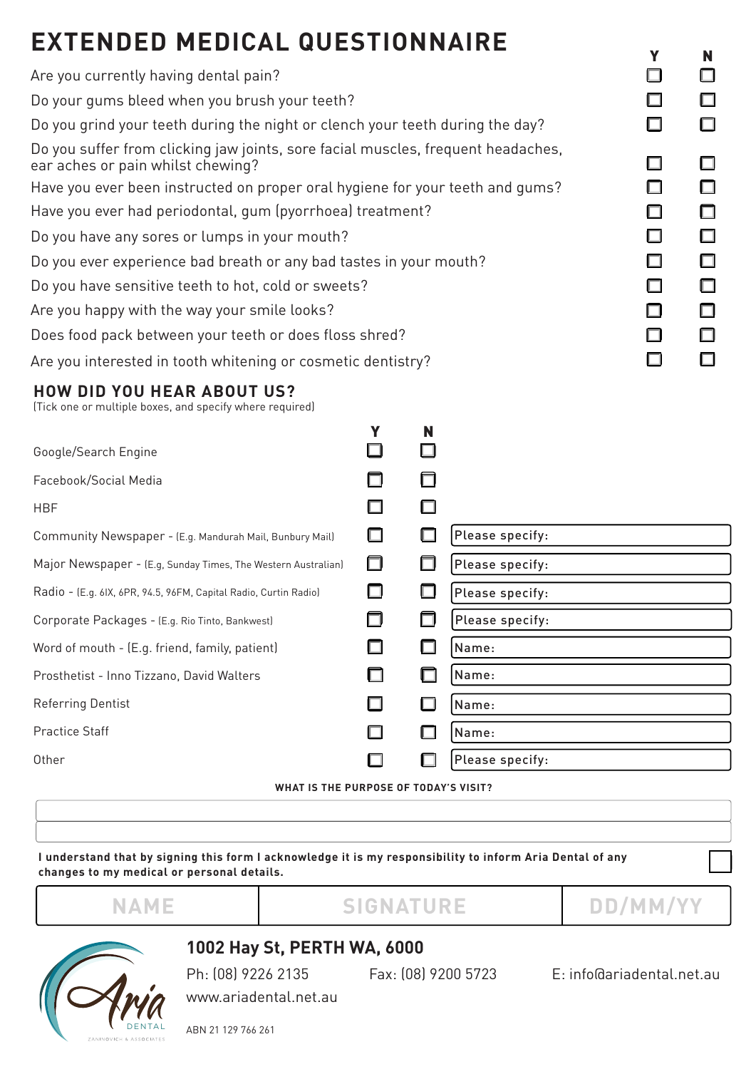# EXTENDED MEDICAL QUESTIONNAIRE

| | Y | N |
|---|---|---|
| Are you currently having dental pain? | ☐ | ☐ |
| Do your gums bleed when you brush your teeth? | ☐ | ☐ |
| Do you grind your teeth during the night or clench your teeth during the day? | ☐ | ☐ |
| Do you suffer from clicking jaw joints, sore facial muscles, frequent headaches, ear aches or pain whilst chewing? | ☐ | ☐ |
| Have you ever been instructed on proper oral hygiene for your teeth and gums? | ☐ | ☐ |
| Have you ever had periodontal, gum (pyorrhoea) treatment? | ☐ | ☐ |
| Do you have any sores or lumps in your mouth? | ☐ | ☐ |
| Do you ever experience bad breath or any bad tastes in your mouth? | ☐ | ☐ |
| Do you have sensitive teeth to hot, cold or sweets? | ☐ | ☐ |
| Are you happy with the way your smile looks? | ☐ | ☐ |
| Does food pack between your teeth or does floss shred? | ☐ | ☐ |
| Are you interested in tooth whitening or cosmetic dentistry? | ☐ | ☐ |

## HOW DID YOU HEAR ABOUT US?

(Tick one or multiple boxes, and specify where required)

| | Y | N | |
|---|---|---|---|
| Google/Search Engine | ☐ | ☐ | |
| Facebook/Social Media | ☐ | ☐ | |
| HBF | ☐ | ☐ | |
| Community Newspaper - (E.g. Mandurah Mail, Bunbury Mail) | ☐ | ☐ | Please specify: |
| Major Newspaper - (E.g, Sunday Times, The Western Australian) | ☐ | ☐ | Please specify: |
| Radio - (E.g. 6IX, 6PR, 94.5, 96FM, Capital Radio, Curtin Radio) | ☐ | ☐ | Please specify: |
| Corporate Packages - (E.g. Rio Tinto, Bankwest) | ☐ | ☐ | Please specify: |
| Word of mouth - (E.g. friend, family, patient) | ☐ | ☐ | Name: |
| Prosthetist - Inno Tizzano, David Walters | ☐ | ☐ | Name: |
| Referring Dentist | ☐ | ☐ | Name: |
| Practice Staff | ☐ | ☐ | Name: |
| Other | ☐ | ☐ | Please specify: |

**WHAT IS THE PURPOSE OF TODAY'S VISIT?**

**I understand that by signing this form I acknowledge it is my responsibility to inform Aria Dental of any changes to my medical or personal details.** ☐

| NAME | SIGNATURE | DD/MM/YY |
|---|---|---|
| | | |

**1002 Hay St, PERTH WA, 6000**

Ph: (08) 9226 2135 Fax: (08) 9200 5723 E: info@ariadental.net.au

www.ariadental.net.au

ABN 21 129 766 261

Aria DENTAL
ZANINOVICH & ASSOCIATES